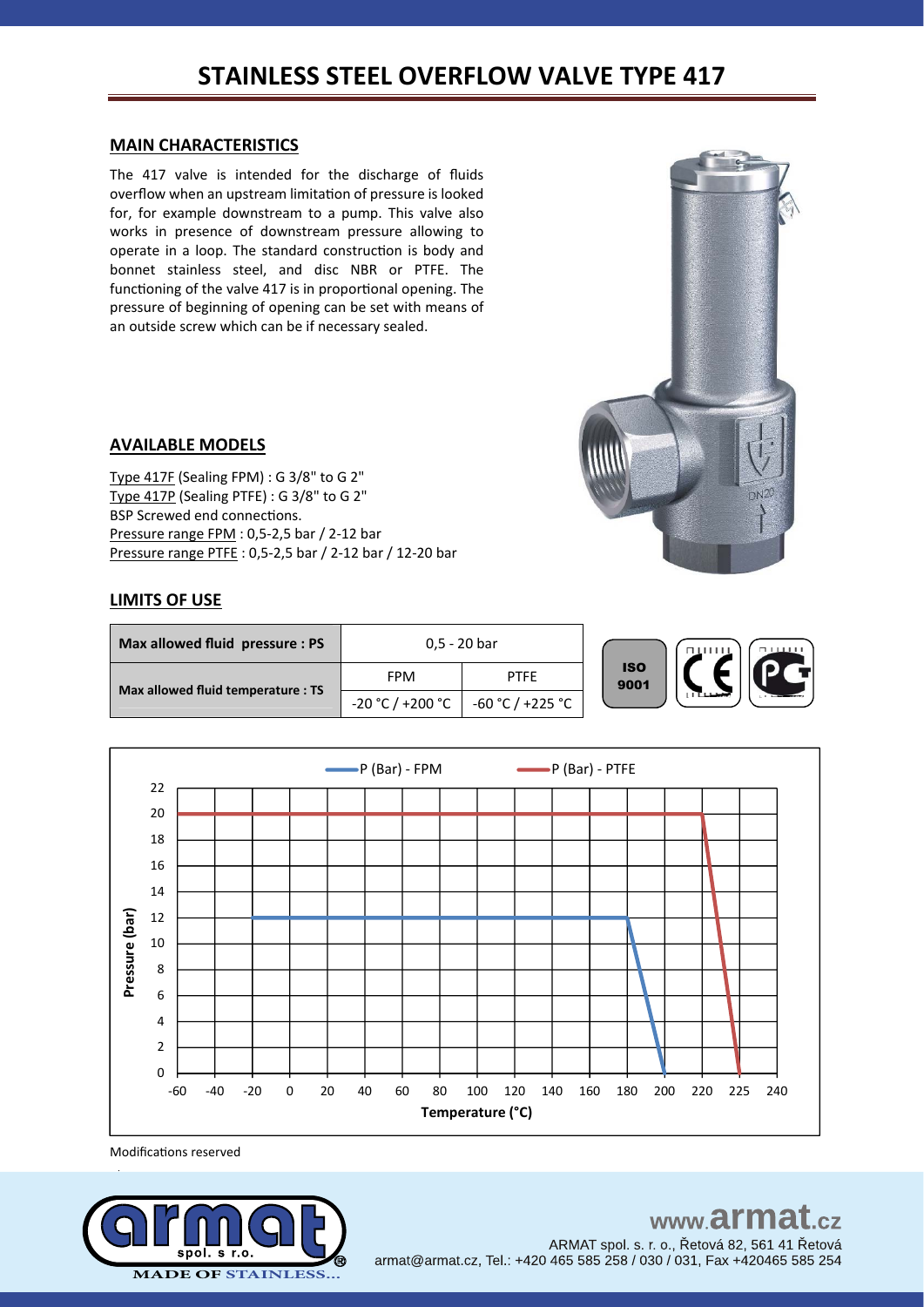# STAINLESS STEEL OVERFLOW VALVE TYPE 417

## MAIN CHARACTERISTICS

The 417 valve is intended for the discharge of fluids overflow when an upstream limitation of pressure is looked for, for example downstream to a pump. This valve also works in presence of downstream pressure allowing to operate in a loop. The standard construction is body and bonnet stainless steel, and disc NBR or PTFE. The functioning of the valve 417 is in proportional opening. The pressure of beginning of opening can be set with means of an outside screw which can be if necessary sealed.

## AVAILABLE MODELS

Type 417F (Sealing FPM) : G 3/8" to G 2"
Type 417P (Sealing PTFE) : G 3/8" to G 2"
BSP Screwed end connections.
Pressure range FPM : 0,5-2,5 bar / 2-12 bar
Pressure range PTFE : 0,5-2,5 bar / 2-12 bar / 12-20 bar

## LIMITS OF USE

| Max allowed fluid pressure : PS | 0,5 - 20 bar | |
|---|---|---|
| Max allowed fluid temperature : TS | FPM | PTFE |
| | -20 °C / +200 °C | -60 °C / +225 °C |

ISO 9001

Legend: P (Bar) - FPM; P (Bar) - PTFE

Pressure (bar) vs. Temperature (°C)

Modifications reserved

www.armat.cz
ARMAT spol. s r. o., Řetová 82, 561 41 Řetová
armat@armat.cz, Tel.: +420 465 585 258 / 030 / 031, Fax +420465 585 254

MADE OF STAINLESS...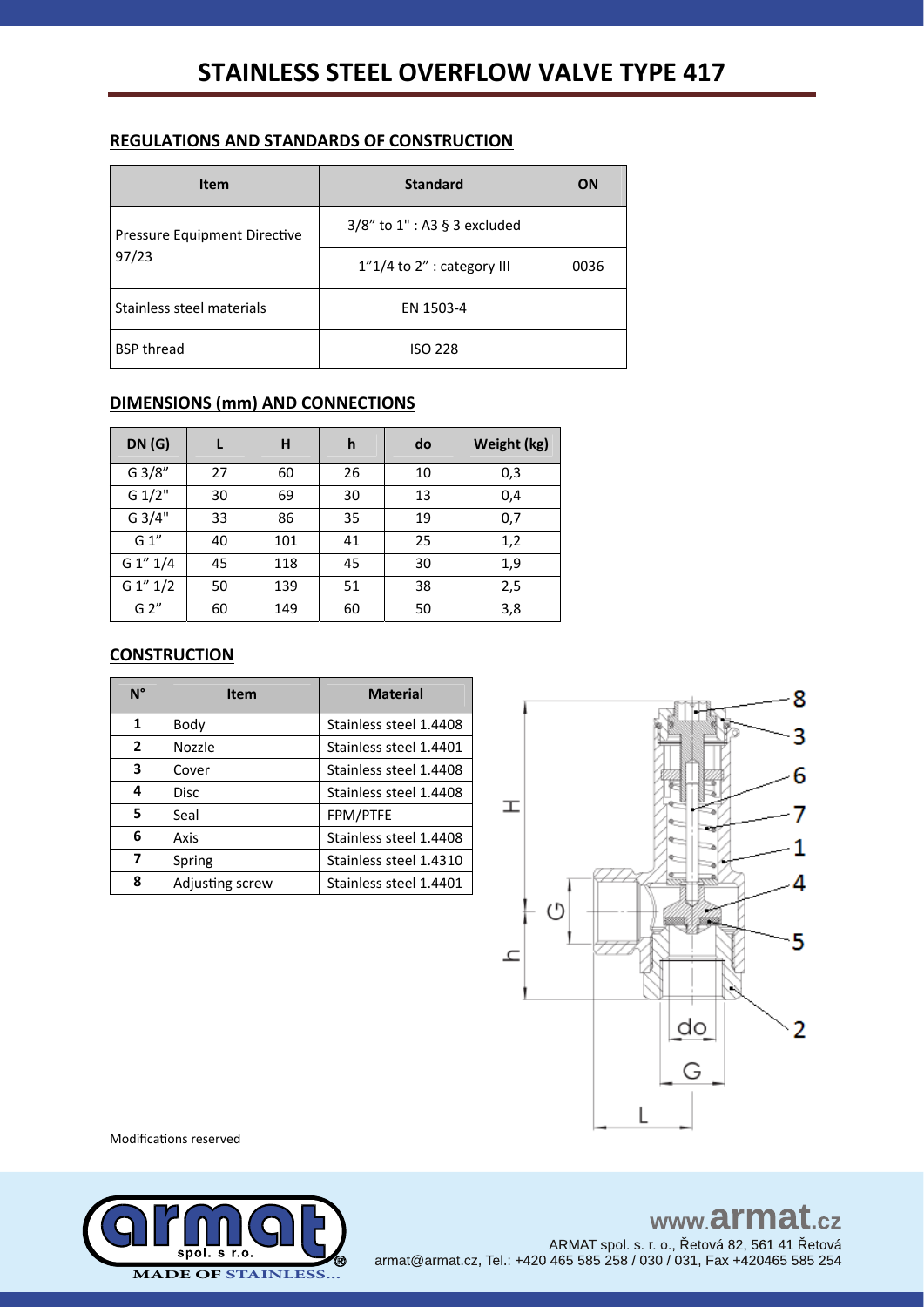# STAINLESS STEEL OVERFLOW VALVE TYPE 417

## REGULATIONS AND STANDARDS OF CONSTRUCTION

| Item | Standard | ON |
|---|---|---|
| Pressure Equipment Directive 97/23 | 3/8" to 1" : A3 § 3 excluded | |
| | 1"1/4 to 2" : category III | 0036 |
| Stainless steel materials | EN 1503-4 | |
| BSP thread | ISO 228 | |

## DIMENSIONS (mm) AND CONNECTIONS

| DN (G) | L | H | h | do | Weight (kg) |
|---|---|---|---|---|---|
| G 3/8" | 27 | 60 | 26 | 10 | 0,3 |
| G 1/2" | 30 | 69 | 30 | 13 | 0,4 |
| G 3/4" | 33 | 86 | 35 | 19 | 0,7 |
| G 1" | 40 | 101 | 41 | 25 | 1,2 |
| G 1" 1/4 | 45 | 118 | 45 | 30 | 1,9 |
| G 1" 1/2 | 50 | 139 | 51 | 38 | 2,5 |
| G 2" | 60 | 149 | 60 | 50 | 3,8 |

## CONSTRUCTION

| N° | Item | Material |
|---|---|---|
| 1 | Body | Stainless steel 1.4408 |
| 2 | Nozzle | Stainless steel 1.4401 |
| 3 | Cover | Stainless steel 1.4408 |
| 4 | Disc | Stainless steel 1.4408 |
| 5 | Seal | FPM/PTFE |
| 6 | Axis | Stainless steel 1.4408 |
| 7 | Spring | Stainless steel 1.4310 |
| 8 | Adjusting screw | Stainless steel 1.4401 |

Modifications reserved

www.armat.cz

ARMAT spol. s r. o., Řetová 82, 561 41 Řetová
armat@armat.cz, Tel.: +420 465 585 258 / 030 / 031, Fax +420465 585 254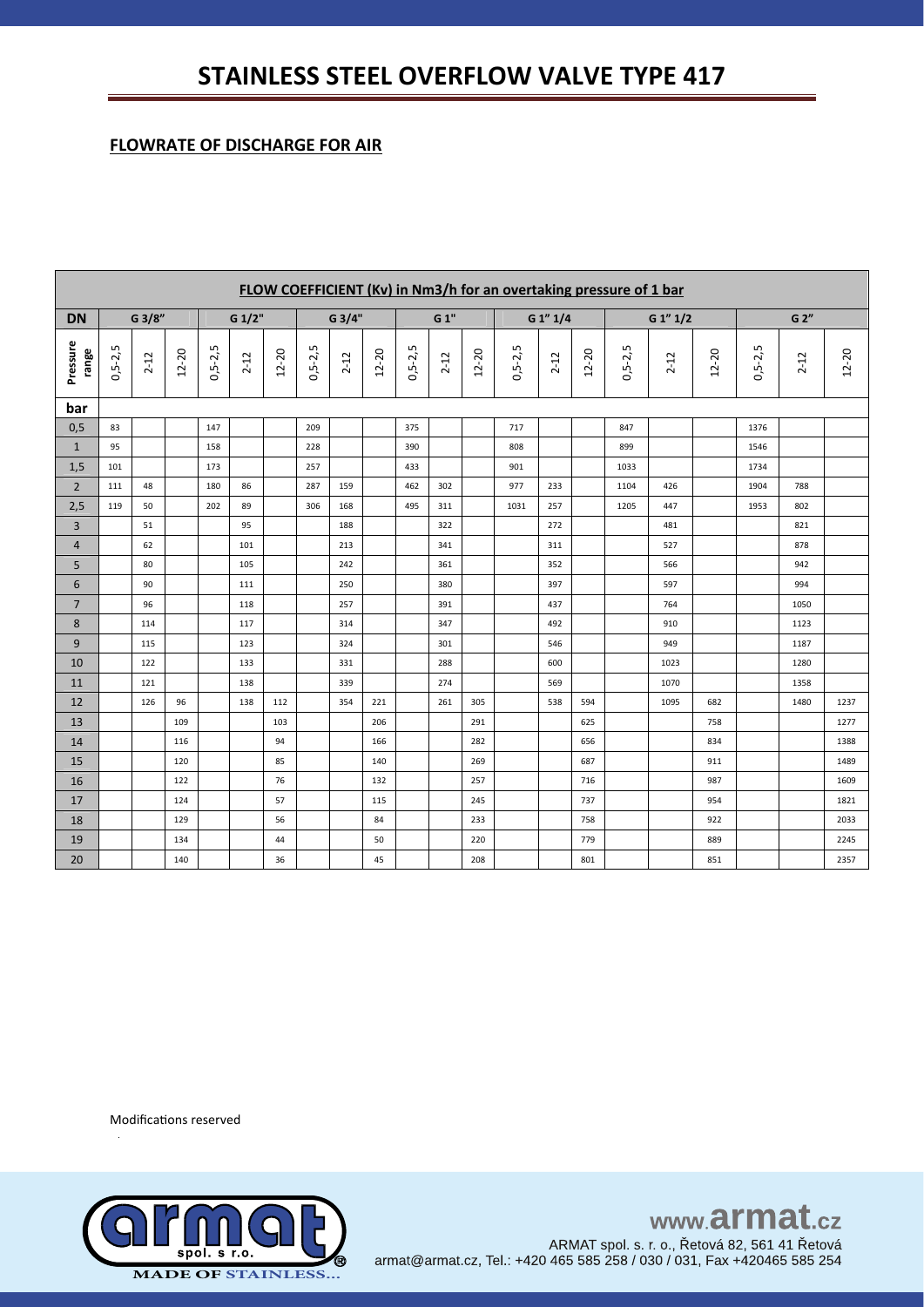# STAINLESS STEEL OVERFLOW VALVE TYPE 417

## FLOWRATE OF DISCHARGE FOR AIR

| FLOW COEFFICIENT (Kv) in Nm3/h for an overtaking pressure of 1 bar | | | | | | | | | | | | | | | | | | | | | |
|---|---|---|---|---|---|---|---|---|---|---|---|---|---|---|---|---|---|---|---|---|---|
| DN | G 3/8" | | | G 1/2" | | | G 3/4" | | | G 1" | | | G 1" 1/4 | | | G 1" 1/2 | | | G 2" | | |
| Pressure range | 0,5-2,5 | 2-12 | 12-20 | 0,5-2,5 | 2-12 | 12-20 | 0,5-2,5 | 2-12 | 12-20 | 0,5-2,5 | 2-12 | 12-20 | 0,5-2,5 | 2-12 | 12-20 | 0,5-2,5 | 2-12 | 12-20 | 0,5-2,5 | 2-12 | 12-20 |
| bar | | | | | | | | | | | | | | | | | | | | | |
| 0,5 | 83 | | | 147 | | | 209 | | | 375 | | | 717 | | | 847 | | | 1376 | | |
| 1 | 95 | | | 158 | | | 228 | | | 390 | | | 808 | | | 899 | | | 1546 | | |
| 1,5 | 101 | | | 173 | | | 257 | | | 433 | | | 901 | | | 1033 | | | 1734 | | |
| 2 | 111 | 48 | | 180 | 86 | | 287 | 159 | | 462 | 302 | | 977 | 233 | | 1104 | 426 | | 1904 | 788 | |
| 2,5 | 119 | 50 | | 202 | 89 | | 306 | 168 | | 495 | 311 | | 1031 | 257 | | 1205 | 447 | | 1953 | 802 | |
| 3 | | 51 | | | 95 | | | 188 | | | 322 | | | 272 | | | 481 | | | 821 | |
| 4 | | 62 | | | 101 | | | 213 | | | 341 | | | 311 | | | 527 | | | 878 | |
| 5 | | 80 | | | 105 | | | 242 | | | 361 | | | 352 | | | 566 | | | 942 | |
| 6 | | 90 | | | 111 | | | 250 | | | 380 | | | 397 | | | 597 | | | 994 | |
| 7 | | 96 | | | 118 | | | 257 | | | 391 | | | 437 | | | 764 | | | 1050 | |
| 8 | | 114 | | | 117 | | | 314 | | | 347 | | | 492 | | | 910 | | | 1123 | |
| 9 | | 115 | | | 123 | | | 324 | | | 301 | | | 546 | | | 949 | | | 1187 | |
| 10 | | 122 | | | 133 | | | 331 | | | 288 | | | 600 | | | 1023 | | | 1280 | |
| 11 | | 121 | | | 138 | | | 339 | | | 274 | | | 569 | | | 1070 | | | 1358 | |
| 12 | | 126 | 96 | | 138 | 112 | | 354 | 221 | | 261 | 305 | | 538 | 594 | | 1095 | 682 | | 1480 | 1237 |
| 13 | | | 109 | | | 103 | | | 206 | | | 291 | | | 625 | | | 758 | | | 1277 |
| 14 | | | 116 | | | 94 | | | 166 | | | 282 | | | 656 | | | 834 | | | 1388 |
| 15 | | | 120 | | | 85 | | | 140 | | | 269 | | | 687 | | | 911 | | | 1489 |
| 16 | | | 122 | | | 76 | | | 132 | | | 257 | | | 716 | | | 987 | | | 1609 |
| 17 | | | 124 | | | 57 | | | 115 | | | 245 | | | 737 | | | 954 | | | 1821 |
| 18 | | | 129 | | | 56 | | | 84 | | | 233 | | | 758 | | | 922 | | | 2033 |
| 19 | | | 134 | | | 44 | | | 50 | | | 220 | | | 779 | | | 889 | | | 2245 |
| 20 | | | 140 | | | 36 | | | 45 | | | 208 | | | 801 | | | 851 | | | 2357 |

Modifications reserved

www.armat.cz

ARMAT spol. s r. o., Řetová 82, 561 41 Řetová
armat@armat.cz, Tel.: +420 465 585 258 / 030 / 031, Fax +420465 585 254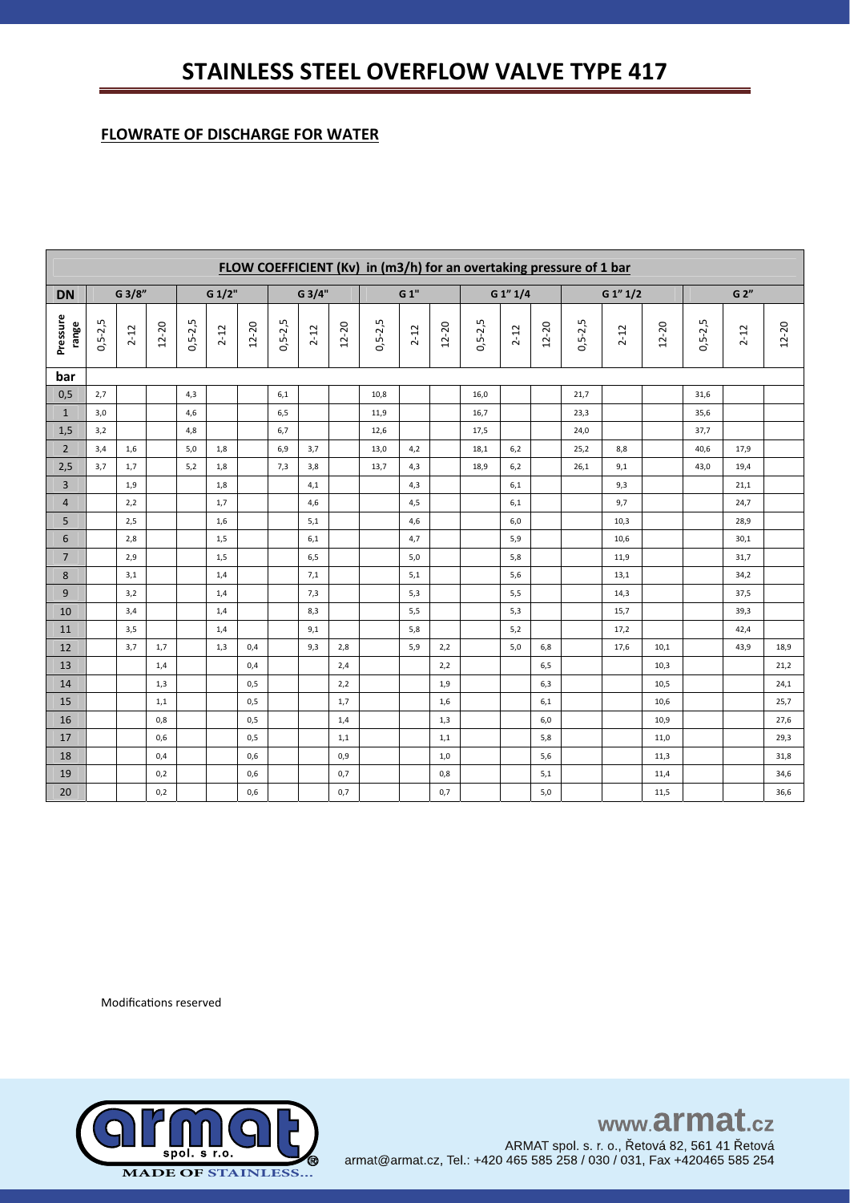# STAINLESS STEEL OVERFLOW VALVE TYPE 417

## FLOWRATE OF DISCHARGE FOR WATER

| FLOW COEFFICIENT (Kv) in (m3/h) for an overtaking pressure of 1 bar | | | | | | | | | | | | | | | | | | | | | |
|---|---|---|---|---|---|---|---|---|---|---|---|---|---|---|---|---|---|---|---|---|---|
| DN | G 3/8" | | | G 1/2" | | | G 3/4" | | | G 1" | | | G 1" 1/4 | | | G 1" 1/2 | | | G 2" | | |
| Pressure range | 0,5-2,5 | 2-12 | 12-20 | 0,5-2,5 | 2-12 | 12-20 | 0,5-2,5 | 2-12 | 12-20 | 0,5-2,5 | 2-12 | 12-20 | 0,5-2,5 | 2-12 | 12-20 | 0,5-2,5 | 2-12 | 12-20 | 0,5-2,5 | 2-12 | 12-20 |
| bar | | | | | | | | | | | | | | | | | | | | | |
| 0,5 | 2,7 | | | 4,3 | | | 6,1 | | | 10,8 | | | 16,0 | | | 21,7 | | | 31,6 | | |
| 1 | 3,0 | | | 4,6 | | | 6,5 | | | 11,9 | | | 16,7 | | | 23,3 | | | 35,6 | | |
| 1,5 | 3,2 | | | 4,8 | | | 6,7 | | | 12,6 | | | 17,5 | | | 24,0 | | | 37,7 | | |
| 2 | 3,4 | 1,6 | | 5,0 | 1,8 | | 6,9 | 3,7 | | 13,0 | 4,2 | | 18,1 | 6,2 | | 25,2 | 8,8 | | 40,6 | 17,9 | |
| 2,5 | 3,7 | 1,7 | | 5,2 | 1,8 | | 7,3 | 3,8 | | 13,7 | 4,3 | | 18,9 | 6,2 | | 26,1 | 9,1 | | 43,0 | 19,4 | |
| 3 | | 1,9 | | | 1,8 | | | 4,1 | | | 4,3 | | | 6,1 | | | 9,3 | | | 21,1 | |
| 4 | | 2,2 | | | 1,7 | | | 4,6 | | | 4,5 | | | 6,1 | | | 9,7 | | | 24,7 | |
| 5 | | 2,5 | | | 1,6 | | | 5,1 | | | 4,6 | | | 6,0 | | | 10,3 | | | 28,9 | |
| 6 | | 2,8 | | | 1,5 | | | 6,1 | | | 4,7 | | | 5,9 | | | 10,6 | | | 30,1 | |
| 7 | | 2,9 | | | 1,5 | | | 6,5 | | | 5,0 | | | 5,8 | | | 11,9 | | | 31,7 | |
| 8 | | 3,1 | | | 1,4 | | | 7,1 | | | 5,1 | | | 5,6 | | | 13,1 | | | 34,2 | |
| 9 | | 3,2 | | | 1,4 | | | 7,3 | | | 5,3 | | | 5,5 | | | 14,3 | | | 37,5 | |
| 10 | | 3,4 | | | 1,4 | | | 8,3 | | | 5,5 | | | 5,3 | | | 15,7 | | | 39,3 | |
| 11 | | 3,5 | | | 1,4 | | | 9,1 | | | 5,8 | | | 5,2 | | | 17,2 | | | 42,4 | |
| 12 | | 3,7 | 1,7 | | 1,3 | 0,4 | | 9,3 | 2,8 | | 5,9 | 2,2 | | 5,0 | 6,8 | | 17,6 | 10,1 | | 43,9 | 18,9 |
| 13 | | | 1,4 | | | 0,4 | | | 2,4 | | | 2,2 | | | 6,5 | | | 10,3 | | | 21,2 |
| 14 | | | 1,3 | | | 0,5 | | | 2,2 | | | 1,9 | | | 6,3 | | | 10,5 | | | 24,1 |
| 15 | | | 1,1 | | | 0,5 | | | 1,7 | | | 1,6 | | | 6,1 | | | 10,6 | | | 25,7 |
| 16 | | | 0,8 | | | 0,5 | | | 1,4 | | | 1,3 | | | 6,0 | | | 10,9 | | | 27,6 |
| 17 | | | 0,6 | | | 0,5 | | | 1,1 | | | 1,1 | | | 5,8 | | | 11,0 | | | 29,3 |
| 18 | | | 0,4 | | | 0,6 | | | 0,9 | | | 1,0 | | | 5,6 | | | 11,3 | | | 31,8 |
| 19 | | | 0,2 | | | 0,6 | | | 0,7 | | | 0,8 | | | 5,1 | | | 11,4 | | | 34,6 |
| 20 | | | 0,2 | | | 0,6 | | | 0,7 | | | 0,7 | | | 5,0 | | | 11,5 | | | 36,6 |

Modifications reserved

www.armat.cz

ARMAT spol. s r. o., Řetová 82, 561 41 Řetová
armat@armat.cz, Tel.: +420 465 585 258 / 030 / 031, Fax +420465 585 254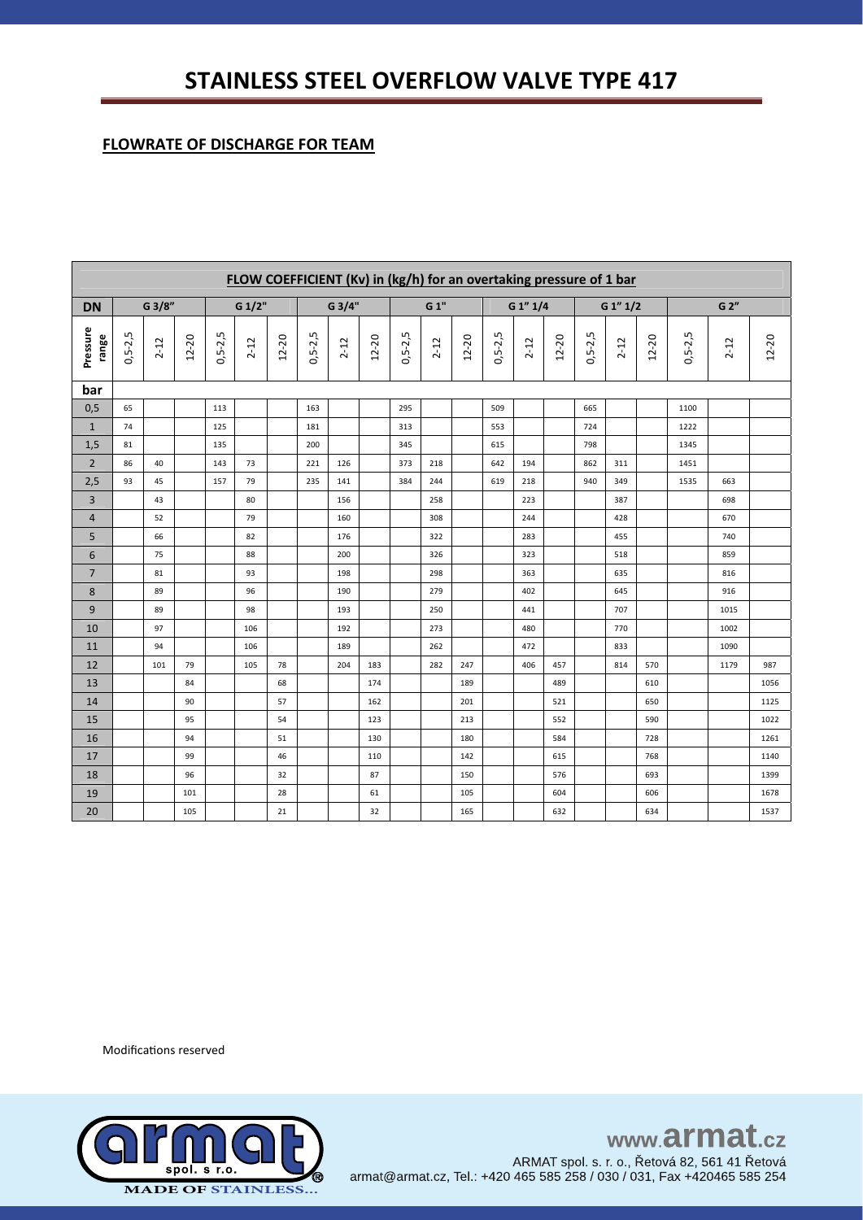# STAINLESS STEEL OVERFLOW VALVE TYPE 417

## FLOWRATE OF DISCHARGE FOR TEAM

| FLOW COEFFICIENT (Kv) in (kg/h) for an overtaking pressure of 1 bar | | | | | | | | | | | | | | | | | | | | | |
|---|---|---|---|---|---|---|---|---|---|---|---|---|---|---|---|---|---|---|---|---|---|
| DN | G 3/8" | | | G 1/2" | | | G 3/4" | | | G 1" | | | G 1" 1/4 | | | G 1" 1/2 | | | G 2" | | |
| Pressure range | 0,5-2,5 | 2-12 | 12-20 | 0,5-2,5 | 2-12 | 12-20 | 0,5-2,5 | 2-12 | 12-20 | 0,5-2,5 | 2-12 | 12-20 | 0,5-2,5 | 2-12 | 12-20 | 0,5-2,5 | 2-12 | 12-20 | 0,5-2,5 | 2-12 | 12-20 |
| bar | | | | | | | | | | | | | | | | | | | | | |
| 0,5 | 65 | | | 113 | | | 163 | | | 295 | | | 509 | | | 665 | | | 1100 | | |
| 1 | 74 | | | 125 | | | 181 | | | 313 | | | 553 | | | 724 | | | 1222 | | |
| 1,5 | 81 | | | 135 | | | 200 | | | 345 | | | 615 | | | 798 | | | 1345 | | |
| 2 | 86 | 40 | | 143 | 73 | | 221 | 126 | | 373 | 218 | | 642 | 194 | | 862 | 311 | | 1451 | | |
| 2,5 | 93 | 45 | | 157 | 79 | | 235 | 141 | | 384 | 244 | | 619 | 218 | | 940 | 349 | | 1535 | 663 | |
| 3 | | 43 | | | 80 | | | 156 | | | 258 | | | 223 | | | 387 | | | 698 | |
| 4 | | 52 | | | 79 | | | 160 | | | 308 | | | 244 | | | 428 | | | 670 | |
| 5 | | 66 | | | 82 | | | 176 | | | 322 | | | 283 | | | 455 | | | 740 | |
| 6 | | 75 | | | 88 | | | 200 | | | 326 | | | 323 | | | 518 | | | 859 | |
| 7 | | 81 | | | 93 | | | 198 | | | 298 | | | 363 | | | 635 | | | 816 | |
| 8 | | 89 | | | 96 | | | 190 | | | 279 | | | 402 | | | 645 | | | 916 | |
| 9 | | 89 | | | 98 | | | 193 | | | 250 | | | 441 | | | 707 | | | 1015 | |
| 10 | | 97 | | | 106 | | | 192 | | | 273 | | | 480 | | | 770 | | | 1002 | |
| 11 | | 94 | | | 106 | | | 189 | | | 262 | | | 472 | | | 833 | | | 1090 | |
| 12 | | 101 | 79 | | 105 | 78 | | 204 | 183 | | 282 | 247 | | 406 | 457 | | 814 | 570 | | 1179 | 987 |
| 13 | | | 84 | | | 68 | | | 174 | | | 189 | | | 489 | | | 610 | | | 1056 |
| 14 | | | 90 | | | 57 | | | 162 | | | 201 | | | 521 | | | 650 | | | 1125 |
| 15 | | | 95 | | | 54 | | | 123 | | | 213 | | | 552 | | | 590 | | | 1022 |
| 16 | | | 94 | | | 51 | | | 130 | | | 180 | | | 584 | | | 728 | | | 1261 |
| 17 | | | 99 | | | 46 | | | 110 | | | 142 | | | 615 | | | 768 | | | 1140 |
| 18 | | | 96 | | | 32 | | | 87 | | | 150 | | | 576 | | | 693 | | | 1399 |
| 19 | | | 101 | | | 28 | | | 61 | | | 105 | | | 604 | | | 606 | | | 1678 |
| 20 | | | 105 | | | 21 | | | 32 | | | 165 | | | 632 | | | 634 | | | 1537 |

Modifications reserved

www.armat.cz

ARMAT spol. s r. o., Řetová 82, 561 41 Řetová
armat@armat.cz, Tel.: +420 465 585 258 / 030 / 031, Fax +420465 585 254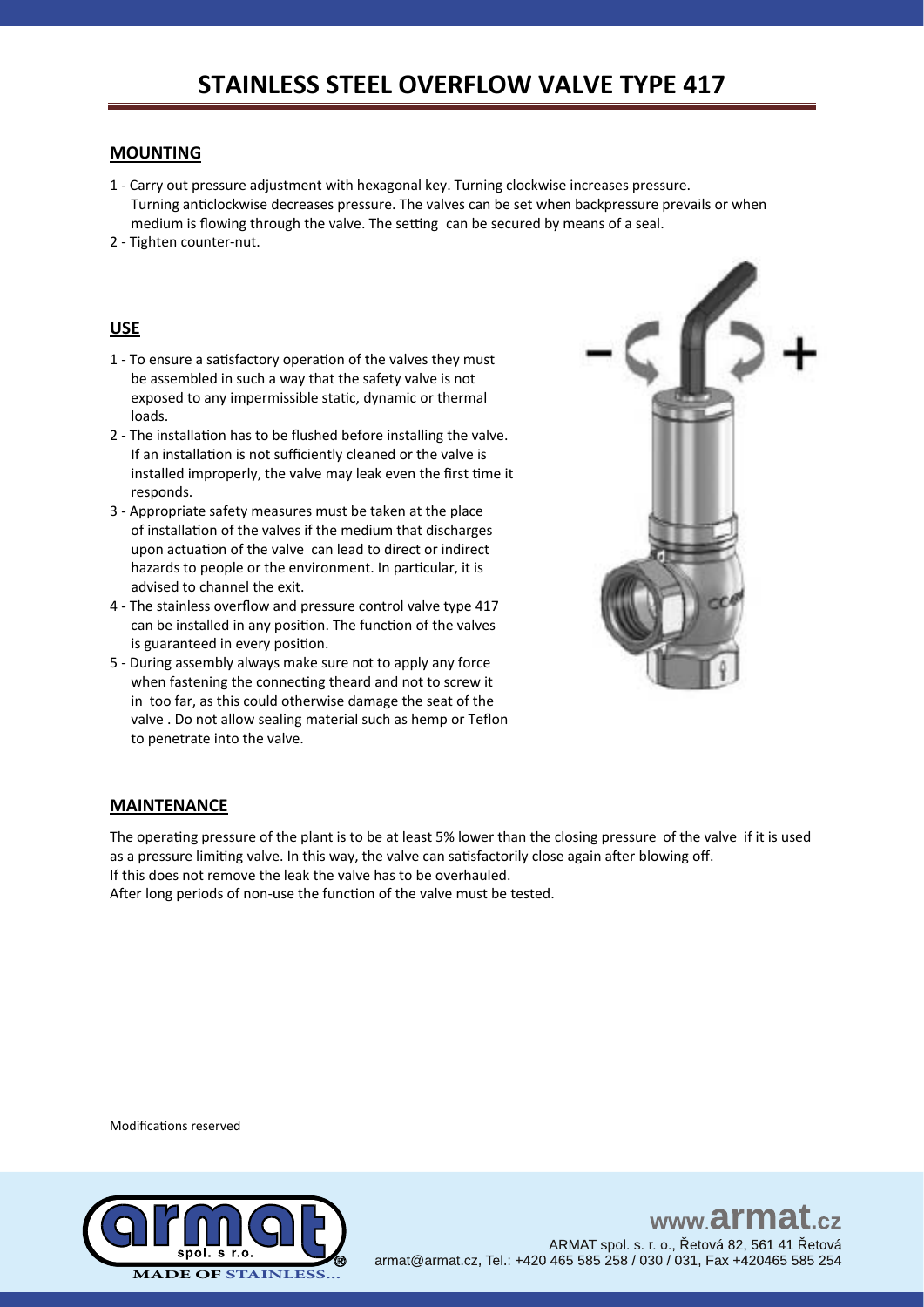# STAINLESS STEEL OVERFLOW VALVE TYPE 417

## MOUNTING

1 - Carry out pressure adjustment with hexagonal key. Turning clockwise increases pressure. Turning anticlockwise decreases pressure. The valves can be set when backpressure prevails or when medium is flowing through the valve. The setting can be secured by means of a seal.
2 - Tighten counter-nut.

## USE

1 - To ensure a satisfactory operation of the valves they must be assembled in such a way that the safety valve is not exposed to any impermissible static, dynamic or thermal loads.
2 - The installation has to be flushed before installing the valve. If an installation is not sufficiently cleaned or the valve is installed improperly, the valve may leak even the first time it responds.
3 - Appropriate safety measures must be taken at the place of installation of the valves if the medium that discharges upon actuation of the valve can lead to direct or indirect hazards to people or the environment. In particular, it is advised to channel the exit.
4 - The stainless overflow and pressure control valve type 417 can be installed in any position. The function of the valves is guaranteed in every position.
5 - During assembly always make sure not to apply any force when fastening the connecting theard and not to screw it in too far, as this could otherwise damage the seat of the valve . Do not allow sealing material such as hemp or Teflon to penetrate into the valve.

## MAINTENANCE

The operating pressure of the plant is to be at least 5% lower than the closing pressure of the valve if it is used as a pressure limiting valve. In this way, the valve can satisfactorily close again after blowing off.
If this does not remove the leak the valve has to be overhauled.
After long periods of non-use the function of the valve must be tested.

Modifications reserved

www.armat.cz
ARMAT spol. s r. o., Řetová 82, 561 41 Řetová
armat@armat.cz, Tel.: +420 465 585 258 / 030 / 031, Fax +420465 585 254